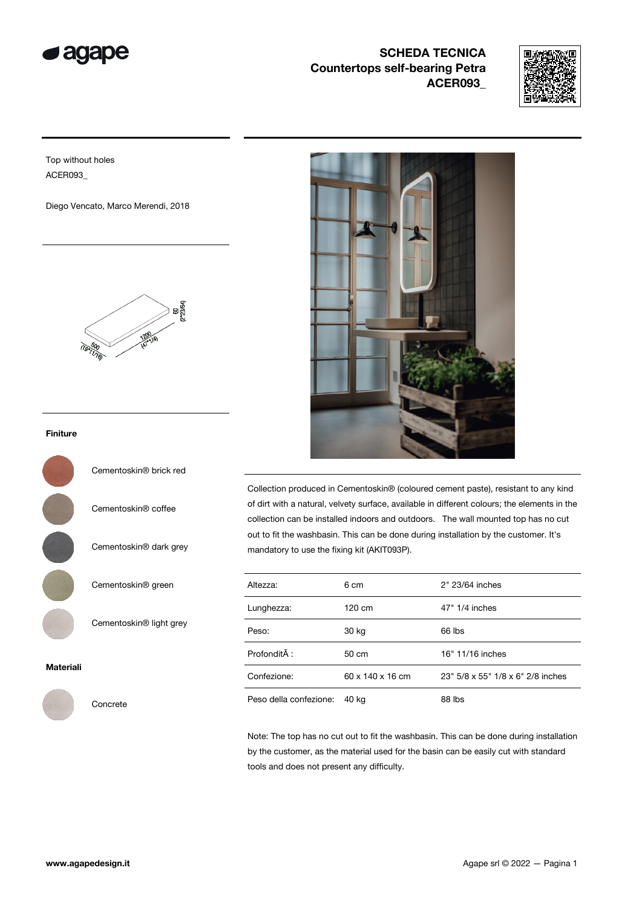# SCHEDA TECNICA

## Countertops self-bearing Petra ACER093_

Top without holes
ACER093_

Diego Vencato, Marco Merendi, 2018

60 (2"23/64)
1200 (47"1/4)
500 (19"11/16)

### Finiture

- Cementoskin® brick red
- Cementoskin® coffee
- Cementoskin® dark grey
- Cementoskin® green
- Cementoskin® light grey

### Materiali

- Concrete

Collection produced in Cementoskin® (coloured cement paste), resistant to any kind of dirt with a natural, velvety surface, available in different colours; the elements in the collection can be installed indoors and outdoors. The wall mounted top has no cut out to fit the washbasin. This can be done during installation by the customer. It's mandatory to use the fixing kit (AKIT093P).

| | | |
|---|---|---|
| Altezza: | 6 cm | 2" 23/64 inches |
| Lunghezza: | 120 cm | 47" 1/4 inches |
| Peso: | 30 kg | 66 lbs |
| ProfonditÃ : | 50 cm | 16" 11/16 inches |
| Confezione: | 60 x 140 x 16 cm | 23" 5/8 x 55" 1/8 x 6" 2/8 inches |
| Peso della confezione: | 40 kg | 88 lbs |

Note: The top has no cut out to fit the washbasin. This can be done during installation by the customer, as the material used for the basin can be easily cut with standard tools and does not present any difficulty.

www.agapedesign.it

Agape srl © 2022 — Pagina 1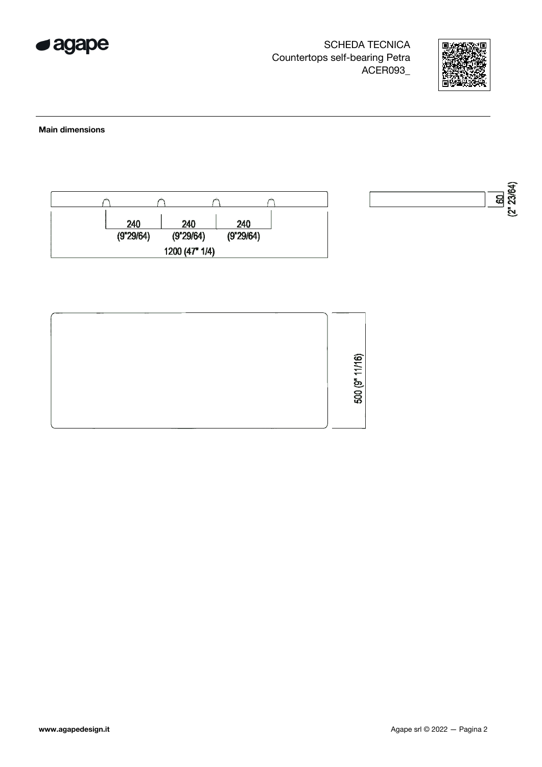SCHEDA TECNICA
Countertops self-bearing Petra
ACER093_

**Main dimensions**

240 (9"29/64) 240 (9"29/64) 240 (9"29/64)

1200 (47" 1/4)

60 (2" 23/64)

500 (9" 11/16)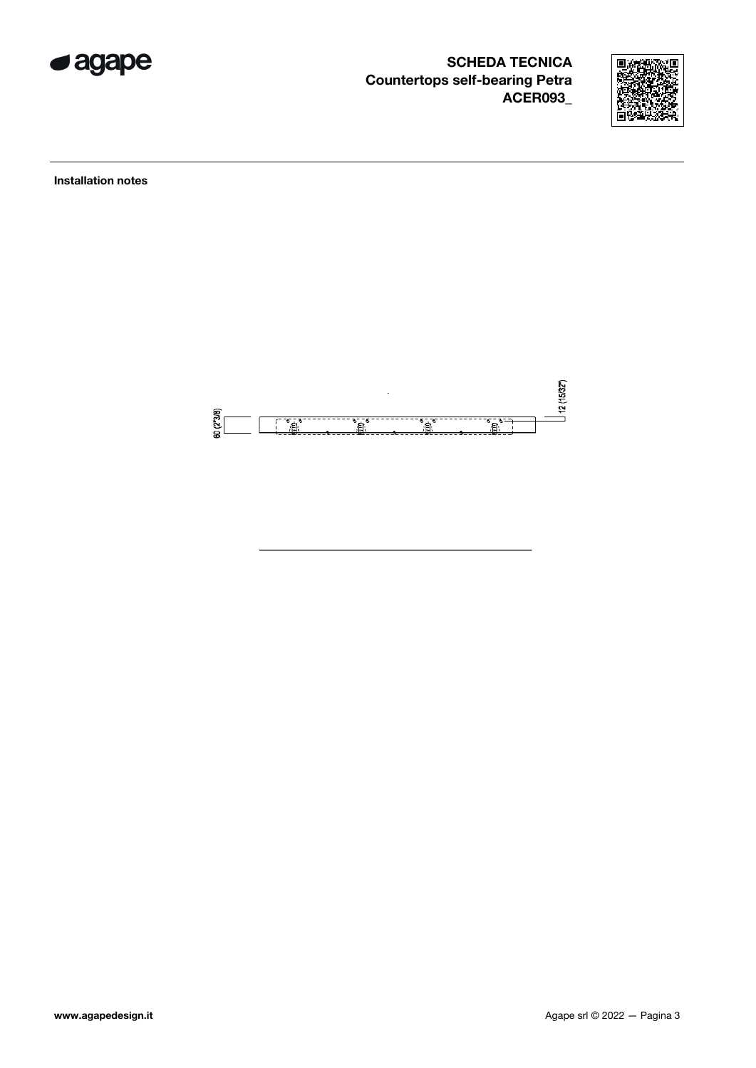**SCHEDA TECNICA**
**Countertops self-bearing Petra**
**ACER093_**

**Installation notes**

60 (2"3/8)

12 (15/32")